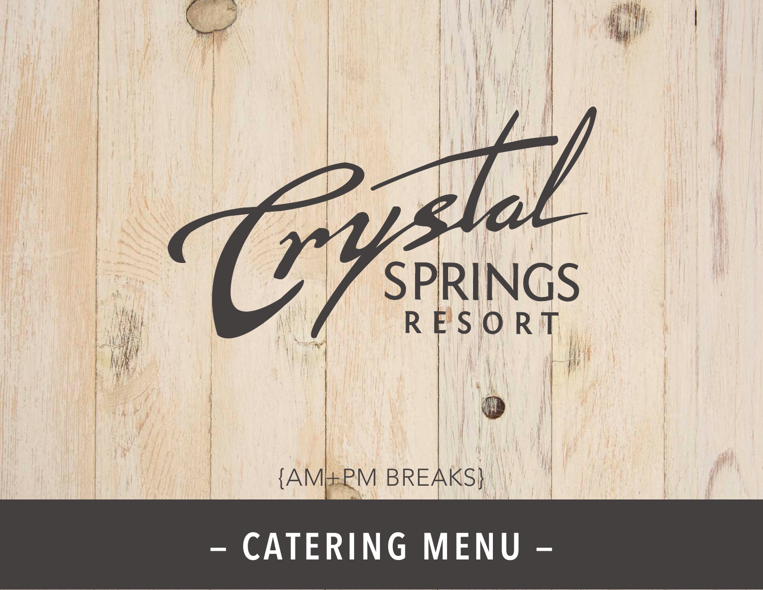# Crystal SPRINGS RESORT

{AM+PM BREAKS}

## – CATERING MENU –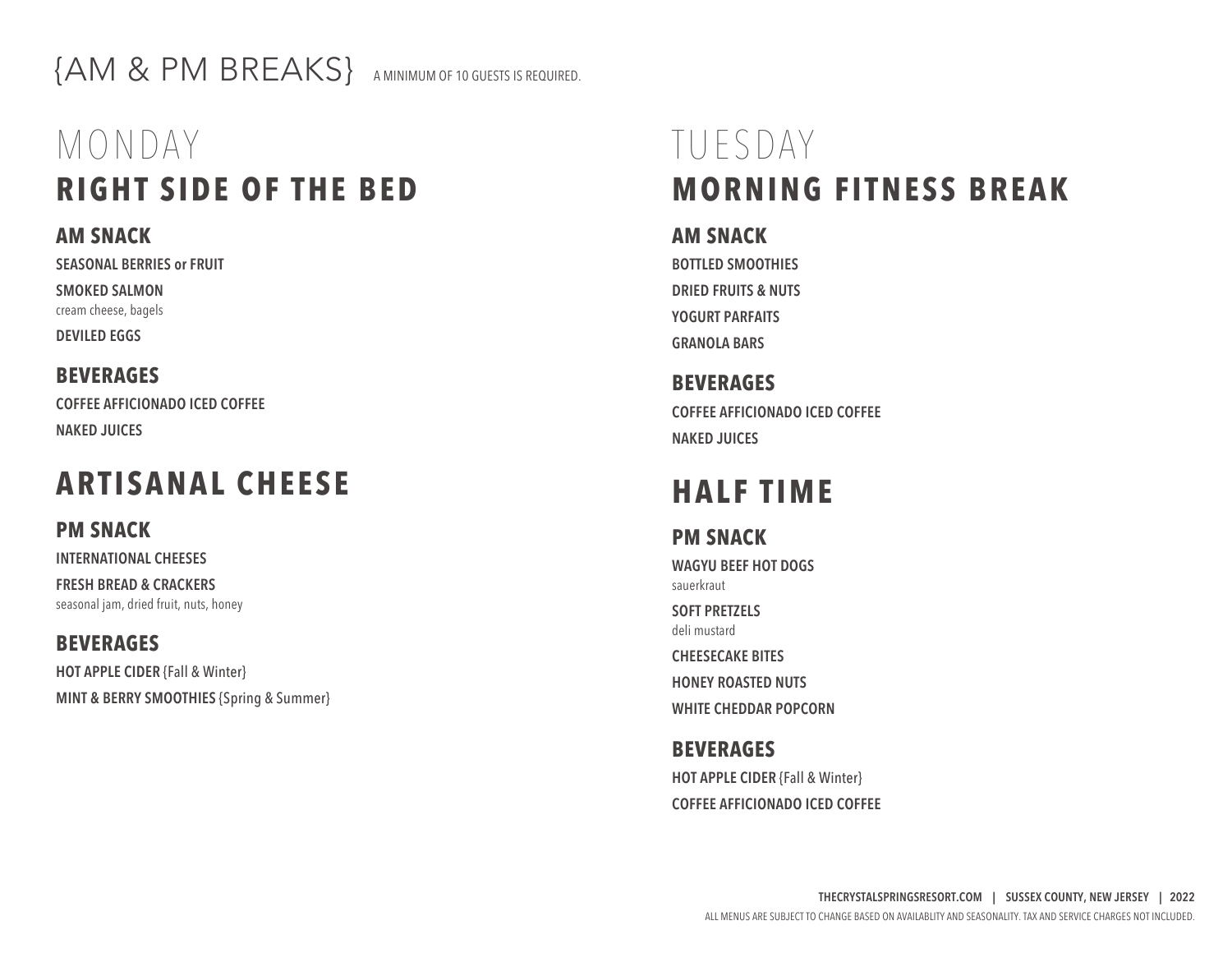# {AM & PM BREAKS}

A MINIMUM OF 10 GUESTS IS REQUIRED.

## MONDAY

## RIGHT SIDE OF THE BED

### AM SNACK

**SEASONAL BERRIES or FRUIT**

**SMOKED SALMON**
cream cheese, bagels

**DEVILED EGGS**

### BEVERAGES

**COFFEE AFFICIONADO ICED COFFEE**

**NAKED JUICES**

## ARTISANAL CHEESE

### PM SNACK

**INTERNATIONAL CHEESES**

**FRESH BREAD & CRACKERS**
seasonal jam, dried fruit, nuts, honey

### BEVERAGES

**HOT APPLE CIDER** {Fall & Winter}

**MINT & BERRY SMOOTHIES** {Spring & Summer}

## TUESDAY

## MORNING FITNESS BREAK

### AM SNACK

**BOTTLED SMOOTHIES**

**DRIED FRUITS & NUTS**

**YOGURT PARFAITS**

**GRANOLA BARS**

### BEVERAGES

**COFFEE AFFICIONADO ICED COFFEE**

**NAKED JUICES**

## HALF TIME

### PM SNACK

**WAGYU BEEF HOT DOGS**
sauerkraut

**SOFT PRETZELS**
deli mustard

**CHEESECAKE BITES**

**HONEY ROASTED NUTS**

**WHITE CHEDDAR POPCORN**

### BEVERAGES

**HOT APPLE CIDER** {Fall & Winter}

**COFFEE AFFICIONADO ICED COFFEE**

ALL MENUS ARE SUBJECT TO CHANGE BASED ON AVAILABLITY AND SEASONALITY. TAX AND SERVICE CHARGES NOT INCLUDED.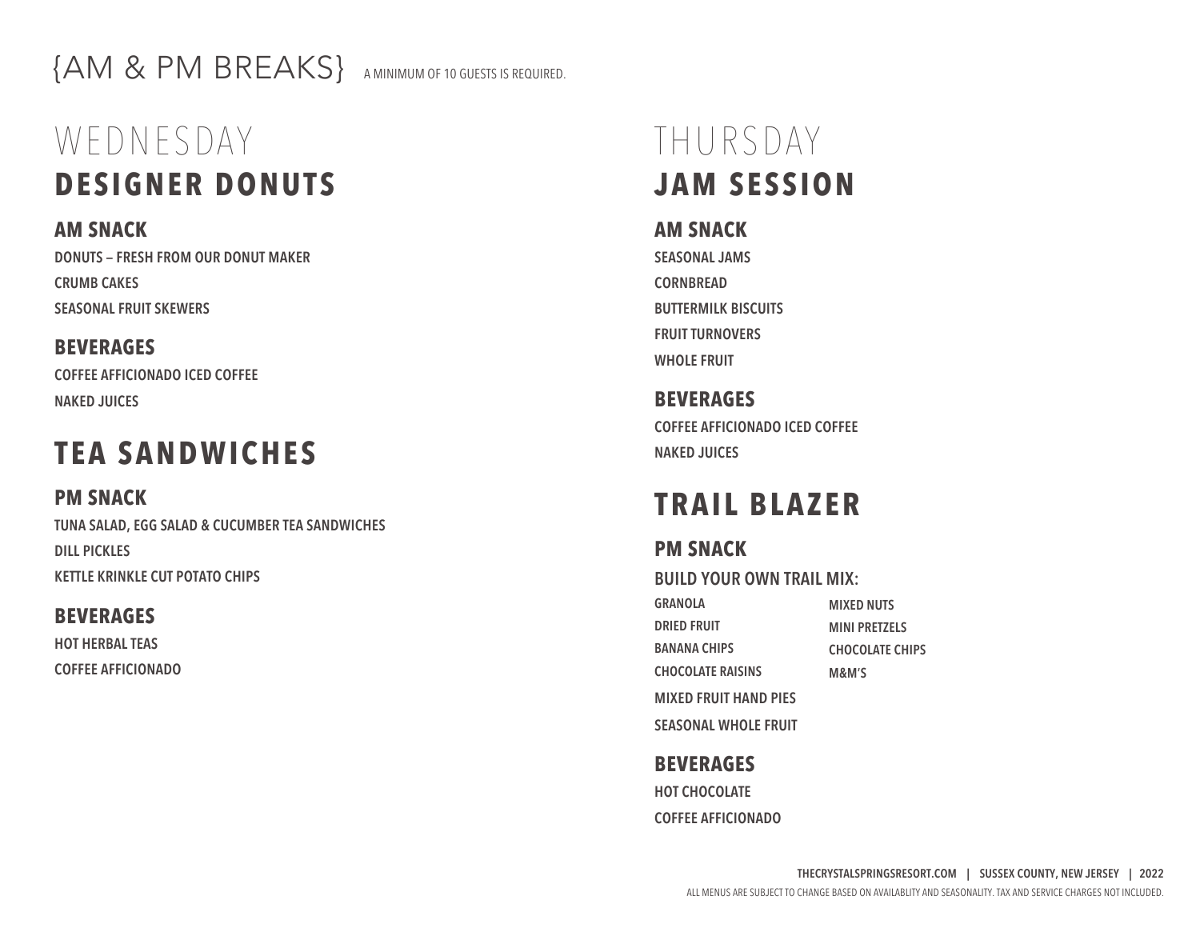# {AM & PM BREAKS} A MINIMUM OF 10 GUESTS IS REQUIRED.

## WEDNESDAY

## DESIGNER DONUTS

### AM SNACK

DONUTS – FRESH FROM OUR DONUT MAKER

CRUMB CAKES

SEASONAL FRUIT SKEWERS

### BEVERAGES

COFFEE AFFICIONADO ICED COFFEE

NAKED JUICES

## TEA SANDWICHES

### PM SNACK

TUNA SALAD, EGG SALAD & CUCUMBER TEA SANDWICHES

DILL PICKLES

KETTLE KRINKLE CUT POTATO CHIPS

### BEVERAGES

HOT HERBAL TEAS

COFFEE AFFICIONADO

## THURSDAY

## JAM SESSION

### AM SNACK

SEASONAL JAMS

CORNBREAD

BUTTERMILK BISCUITS

FRUIT TURNOVERS

WHOLE FRUIT

### BEVERAGES

COFFEE AFFICIONADO ICED COFFEE

NAKED JUICES

## TRAIL BLAZER

### PM SNACK

BUILD YOUR OWN TRAIL MIX:

- GRANOLA
- DRIED FRUIT
- BANANA CHIPS
- CHOCOLATE RAISINS
- MIXED NUTS
- MINI PRETZELS
- CHOCOLATE CHIPS
- M&M'S

MIXED FRUIT HAND PIES

SEASONAL WHOLE FRUIT

### BEVERAGES

HOT CHOCOLATE

COFFEE AFFICIONADO

THECRYSTALSPRINGSRESORT.COM | SUSSEX COUNTY, NEW JERSEY | 2022

ALL MENUS ARE SUBJECT TO CHANGE BASED ON AVAILABLITY AND SEASONALITY. TAX AND SERVICE CHARGES NOT INCLUDED.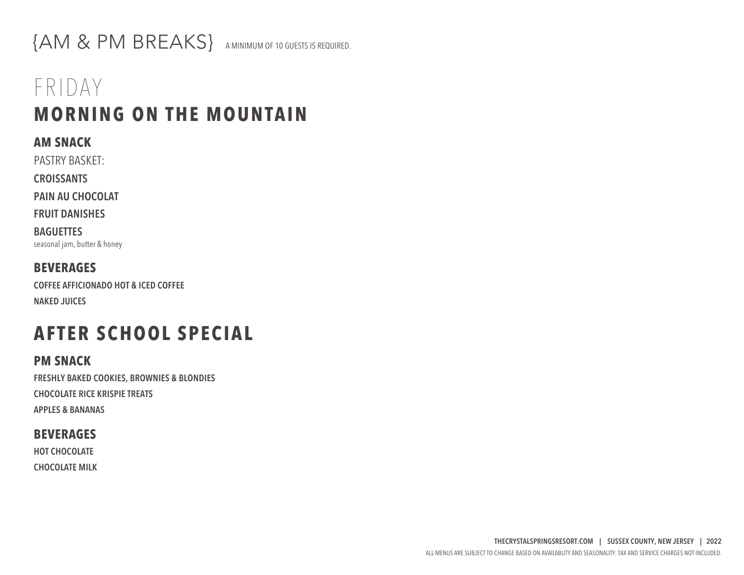# {AM & PM BREAKS} A MINIMUM OF 10 GUESTS IS REQUIRED.

## FRIDAY

## MORNING ON THE MOUNTAIN

### AM SNACK

PASTRY BASKET:

**CROISSANTS**

**PAIN AU CHOCOLAT**

**FRUIT DANISHES**

**BAGUETTES**
seasonal jam, butter & honey

### BEVERAGES

**COFFEE AFFICIONADO HOT & ICED COFFEE**

**NAKED JUICES**

## AFTER SCHOOL SPECIAL

### PM SNACK

**FRESHLY BAKED COOKIES, BROWNIES & BLONDIES**

**CHOCOLATE RICE KRISPIE TREATS**

**APPLES & BANANAS**

### BEVERAGES

**HOT CHOCOLATE**

**CHOCOLATE MILK**

**THECRYSTALSPRINGSRESORT.COM | SUSSEX COUNTY, NEW JERSEY | 2022**

ALL MENUS ARE SUBJECT TO CHANGE BASED ON AVAILABLITY AND SEASONALITY. TAX AND SERVICE CHARGES NOT INCLUDED.